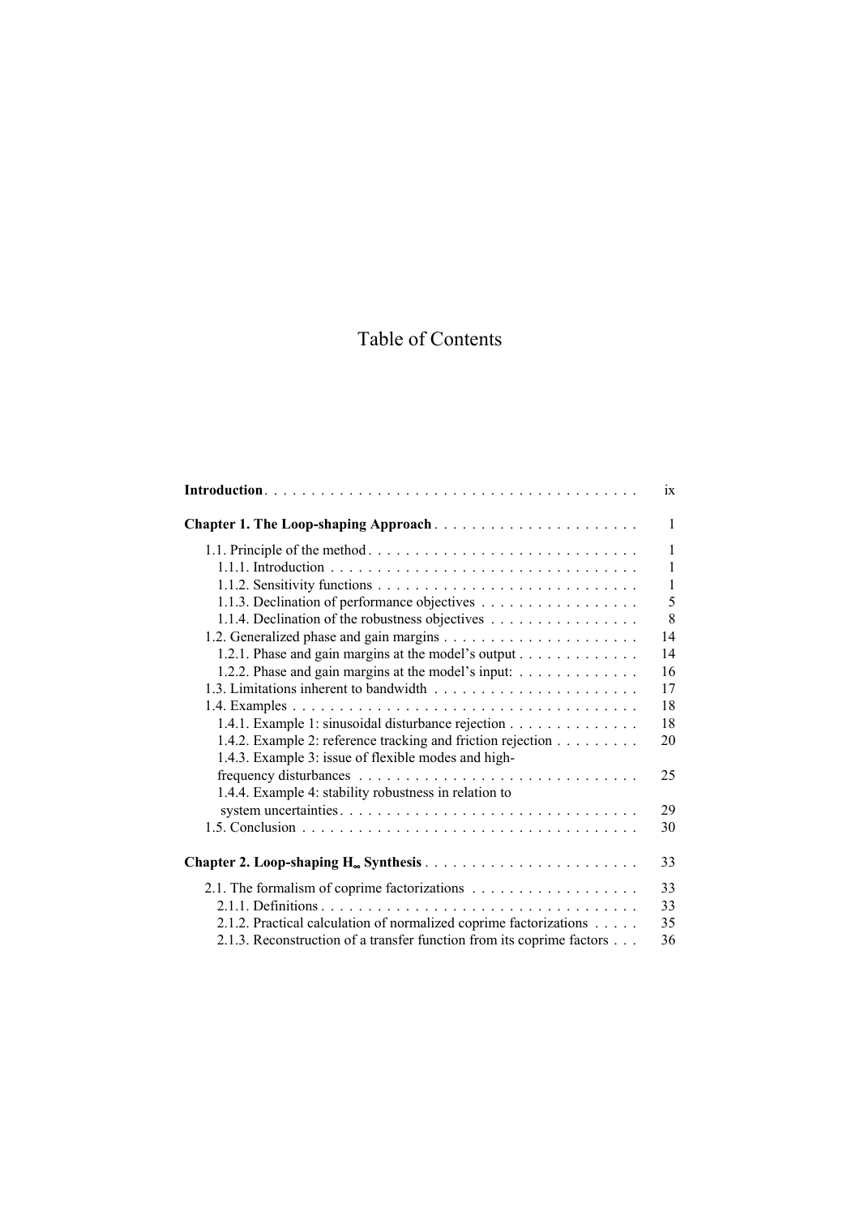# Table of Contents

**Introduction** . . . . . . . . . . . . . . . . . . . . . . . . . . . . . . . . . . . . . . . ix

**Chapter 1. The Loop-shaping Approach** . . . . . . . . . . . . . . . . . . . . . . 1

1.1. Principle of the method . . . . . . . . . . . . . . . . . . . . . . . . . . . . . 1
 1.1.1. Introduction . . . . . . . . . . . . . . . . . . . . . . . . . . . . . . . . . 1
 1.1.2. Sensitivity functions . . . . . . . . . . . . . . . . . . . . . . . . . . . . 1
 1.1.3. Declination of performance objectives . . . . . . . . . . . . . . . . . 5
 1.1.4. Declination of the robustness objectives . . . . . . . . . . . . . . . . 8
1.2. Generalized phase and gain margins . . . . . . . . . . . . . . . . . . . . . 14
 1.2.1. Phase and gain margins at the model's output . . . . . . . . . . . . . 14
 1.2.2. Phase and gain margins at the model's input: . . . . . . . . . . . . . 16
1.3. Limitations inherent to bandwidth . . . . . . . . . . . . . . . . . . . . . . 17
1.4. Examples . . . . . . . . . . . . . . . . . . . . . . . . . . . . . . . . . . . . 18
 1.4.1. Example 1: sinusoidal disturbance rejection . . . . . . . . . . . . . . 18
 1.4.2. Example 2: reference tracking and friction rejection . . . . . . . . . 20
 1.4.3. Example 3: issue of flexible modes and high-frequency disturbances . . . . . . . . . . . . . . . . . . . . . . . . . . . . . . 25
 1.4.4. Example 4: stability robustness in relation to system uncertainties . . . . . . . . . . . . . . . . . . . . . . . . . . . . . . . . 29
1.5. Conclusion . . . . . . . . . . . . . . . . . . . . . . . . . . . . . . . . . . . 30

**Chapter 2. Loop-shaping $H_\infty$ Synthesis** . . . . . . . . . . . . . . . . . . . . . . . 33

2.1. The formalism of coprime factorizations . . . . . . . . . . . . . . . . . . 33
 2.1.1. Definitions . . . . . . . . . . . . . . . . . . . . . . . . . . . . . . . . . . 33
 2.1.2. Practical calculation of normalized coprime factorizations . . . . . 35
 2.1.3. Reconstruction of a transfer function from its coprime factors . . . 36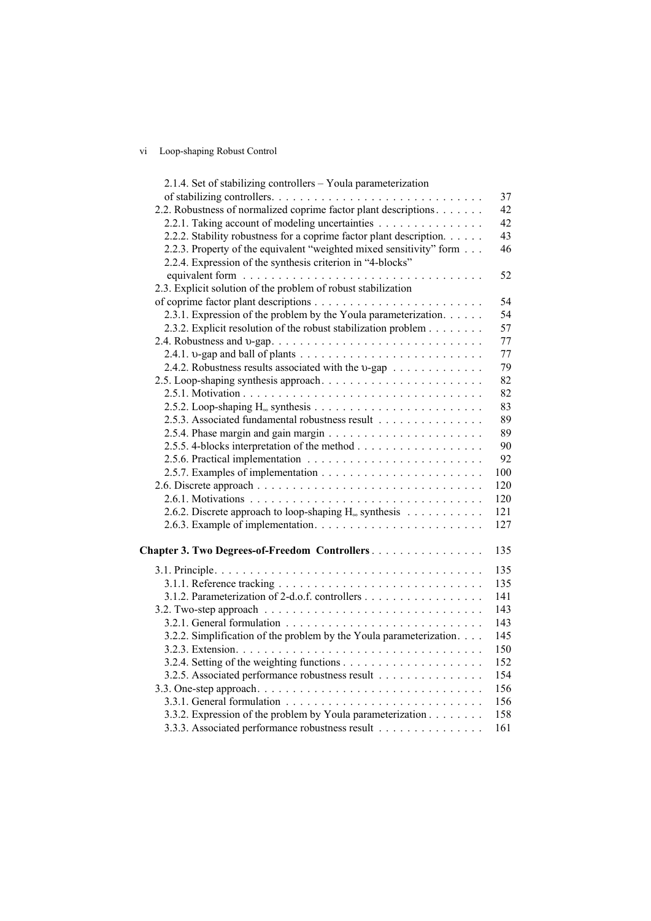2.1.4. Set of stabilizing controllers – Youla parameterization of stabilizing controllers. . . . . . . . . . . . . . . . . . . . . . . . . . . . . . 37
2.2. Robustness of normalized coprime factor plant descriptions . . . . . . . 42
2.2.1. Taking account of modeling uncertainties . . . . . . . . . . . . . . . 42
2.2.2. Stability robustness for a coprime factor plant description. . . . . . 43
2.2.3. Property of the equivalent "weighted mixed sensitivity" form . . . 46
2.2.4. Expression of the synthesis criterion in "4-blocks" equivalent form . . . . . . . . . . . . . . . . . . . . . . . . . . . . . . . . . . 52
2.3. Explicit solution of the problem of robust stabilization of coprime factor plant descriptions . . . . . . . . . . . . . . . . . . . . . . . . 54
2.3.1. Expression of the problem by the Youla parameterization. . . . . . 54
2.3.2. Explicit resolution of the robust stabilization problem . . . . . . . . 57
2.4. Robustness and $\upsilon$-gap. . . . . . . . . . . . . . . . . . . . . . . . . . . . . . 77
2.4.1. $\upsilon$-gap and ball of plants . . . . . . . . . . . . . . . . . . . . . . . . . . 77
2.4.2. Robustness results associated with the $\upsilon$-gap . . . . . . . . . . . . 79
2.5. Loop-shaping synthesis approach. . . . . . . . . . . . . . . . . . . . . . . 82
2.5.1. Motivation . . . . . . . . . . . . . . . . . . . . . . . . . . . . . . . . . . 82
2.5.2. Loop-shaping $H_\infty$ synthesis . . . . . . . . . . . . . . . . . . . . . . . . 83
2.5.3. Associated fundamental robustness result . . . . . . . . . . . . . . . 89
2.5.4. Phase margin and gain margin . . . . . . . . . . . . . . . . . . . . . . 89
2.5.5. 4-blocks interpretation of the method . . . . . . . . . . . . . . . . . . 90
2.5.6. Practical implementation . . . . . . . . . . . . . . . . . . . . . . . . . 92
2.5.7. Examples of implementation . . . . . . . . . . . . . . . . . . . . . . . 100
2.6. Discrete approach . . . . . . . . . . . . . . . . . . . . . . . . . . . . . . . . 120
2.6.1. Motivations . . . . . . . . . . . . . . . . . . . . . . . . . . . . . . . . . . 120
2.6.2. Discrete approach to loop-shaping $H_\infty$ synthesis . . . . . . . . . . . 121
2.6.3. Example of implementation. . . . . . . . . . . . . . . . . . . . . . . . 127

**Chapter 3. Two Degrees-of-Freedom Controllers** . . . . . . . . . . . . . . . . 135

3.1. Principle. . . . . . . . . . . . . . . . . . . . . . . . . . . . . . . . . . . . . . 135
3.1.1. Reference tracking . . . . . . . . . . . . . . . . . . . . . . . . . . . . . 135
3.1.2. Parameterization of 2-d.o.f. controllers . . . . . . . . . . . . . . . . . 141
3.2. Two-step approach . . . . . . . . . . . . . . . . . . . . . . . . . . . . . . . 143
3.2.1. General formulation . . . . . . . . . . . . . . . . . . . . . . . . . . . . 143
3.2.2. Simplification of the problem by the Youla parameterization. . . . 145
3.2.3. Extension. . . . . . . . . . . . . . . . . . . . . . . . . . . . . . . . . . . 150
3.2.4. Setting of the weighting functions . . . . . . . . . . . . . . . . . . . . 152
3.2.5. Associated performance robustness result . . . . . . . . . . . . . . . 154
3.3. One-step approach. . . . . . . . . . . . . . . . . . . . . . . . . . . . . . . . 156
3.3.1. General formulation . . . . . . . . . . . . . . . . . . . . . . . . . . . . 156
3.3.2. Expression of the problem by Youla parameterization . . . . . . . . 158
3.3.3. Associated performance robustness result . . . . . . . . . . . . . . . 161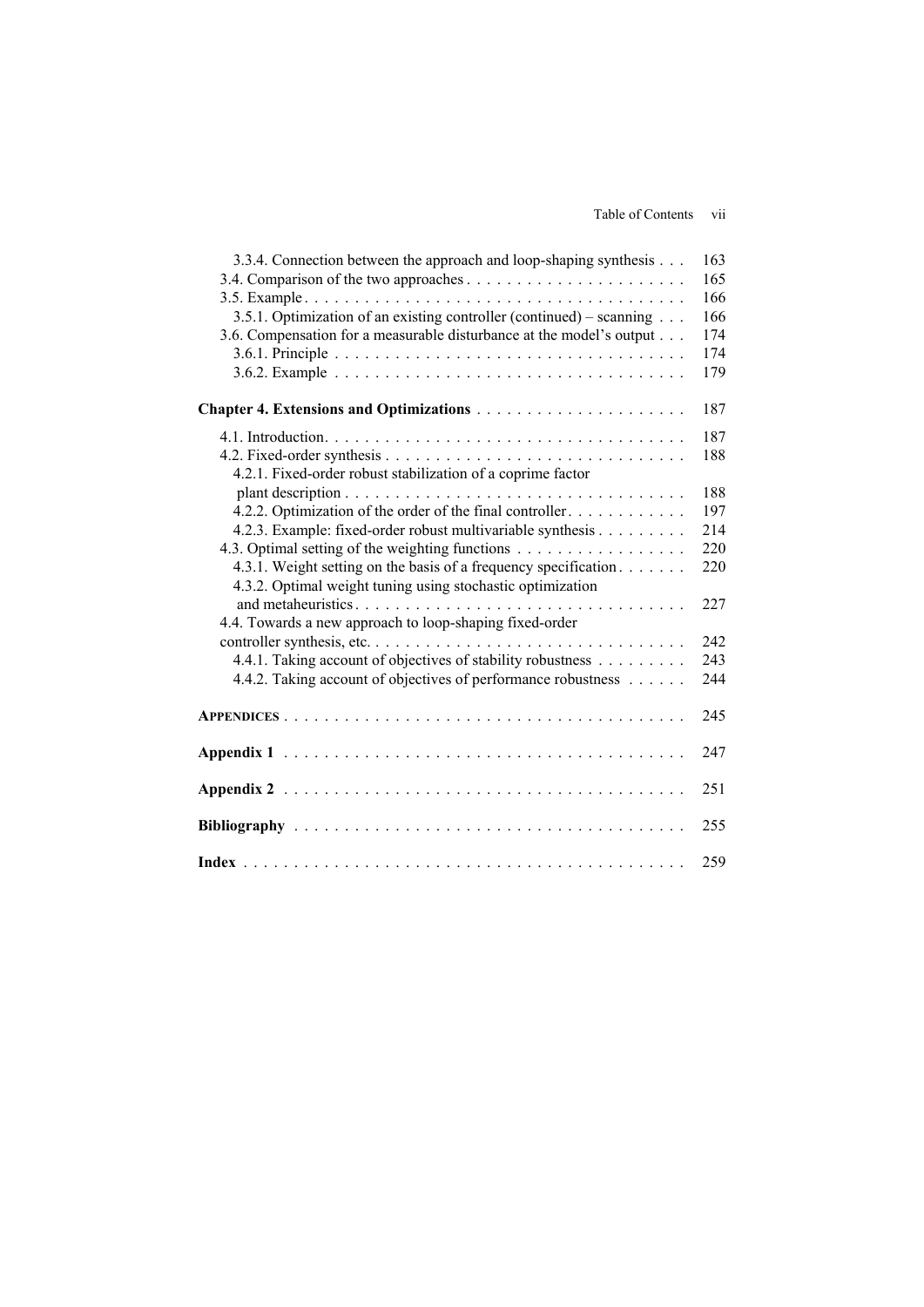3.3.4. Connection between the approach and loop-shaping synthesis . . . 163
3.4. Comparison of the two approaches . . . . . . . . . . . . . . . . . . . . . . 165
3.5. Example . . . . . . . . . . . . . . . . . . . . . . . . . . . . . . . . . . . . . 166
3.5.1. Optimization of an existing controller (continued) – scanning . . . 166
3.6. Compensation for a measurable disturbance at the model's output . . . 174
3.6.1. Principle . . . . . . . . . . . . . . . . . . . . . . . . . . . . . . . . . . . 174
3.6.2. Example . . . . . . . . . . . . . . . . . . . . . . . . . . . . . . . . . . . 179

**Chapter 4. Extensions and Optimizations** . . . . . . . . . . . . . . . . . . . . . 187

4.1. Introduction. . . . . . . . . . . . . . . . . . . . . . . . . . . . . . . . . . . . 187
4.2. Fixed-order synthesis . . . . . . . . . . . . . . . . . . . . . . . . . . . . . . 188
4.2.1. Fixed-order robust stabilization of a coprime factor plant description . . . . . . . . . . . . . . . . . . . . . . . . . . . . . . . . . . 188
4.2.2. Optimization of the order of the final controller. . . . . . . . . . . . 197
4.2.3. Example: fixed-order robust multivariable synthesis . . . . . . . . . 214
4.3. Optimal setting of the weighting functions . . . . . . . . . . . . . . . . . 220
4.3.1. Weight setting on the basis of a frequency specification. . . . . . . 220
4.3.2. Optimal weight tuning using stochastic optimization and metaheuristics. . . . . . . . . . . . . . . . . . . . . . . . . . . . . . . . . 227
4.4. Towards a new approach to loop-shaping fixed-order controller synthesis, etc. . . . . . . . . . . . . . . . . . . . . . . . . . . . . . . . 242
4.4.1. Taking account of objectives of stability robustness . . . . . . . . . 243
4.4.2. Taking account of objectives of performance robustness . . . . . . 244

**APPENDICES** . . . . . . . . . . . . . . . . . . . . . . . . . . . . . . . . . . . . . . . 245

**Appendix 1** . . . . . . . . . . . . . . . . . . . . . . . . . . . . . . . . . . . . . . . . 247

**Appendix 2** . . . . . . . . . . . . . . . . . . . . . . . . . . . . . . . . . . . . . . . . 251

**Bibliography** . . . . . . . . . . . . . . . . . . . . . . . . . . . . . . . . . . . . . . . 255

**Index** . . . . . . . . . . . . . . . . . . . . . . . . . . . . . . . . . . . . . . . . . . . 259